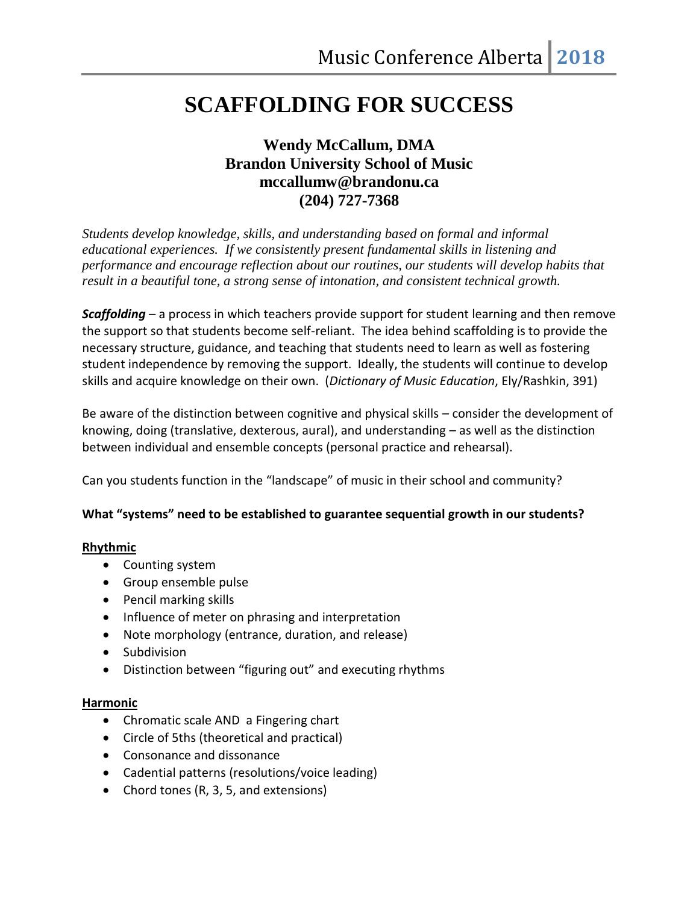# SCAFFOLDING FOR SUCCESS

**Wendy McCallum, DMA**
**Brandon University School of Music**
**mccallumw@brandonu.ca**
**(204) 727-7368**

*Students develop knowledge, skills, and understanding based on formal and informal educational experiences. If we consistently present fundamental skills in listening and performance and encourage reflection about our routines, our students will develop habits that result in a beautiful tone, a strong sense of intonation, and consistent technical growth.*

***Scaffolding*** – a process in which teachers provide support for student learning and then remove the support so that students become self-reliant. The idea behind scaffolding is to provide the necessary structure, guidance, and teaching that students need to learn as well as fostering student independence by removing the support. Ideally, the students will continue to develop skills and acquire knowledge on their own. (*Dictionary of Music Education*, Ely/Rashkin, 391)

Be aware of the distinction between cognitive and physical skills – consider the development of knowing, doing (translative, dexterous, aural), and understanding – as well as the distinction between individual and ensemble concepts (personal practice and rehearsal).

Can you students function in the "landscape" of music in their school and community?

**What "systems" need to be established to guarantee sequential growth in our students?**

**Rhythmic**

- Counting system
- Group ensemble pulse
- Pencil marking skills
- Influence of meter on phrasing and interpretation
- Note morphology (entrance, duration, and release)
- Subdivision
- Distinction between "figuring out" and executing rhythms

**Harmonic**

- Chromatic scale AND a Fingering chart
- Circle of 5ths (theoretical and practical)
- Consonance and dissonance
- Cadential patterns (resolutions/voice leading)
- Chord tones (R, 3, 5, and extensions)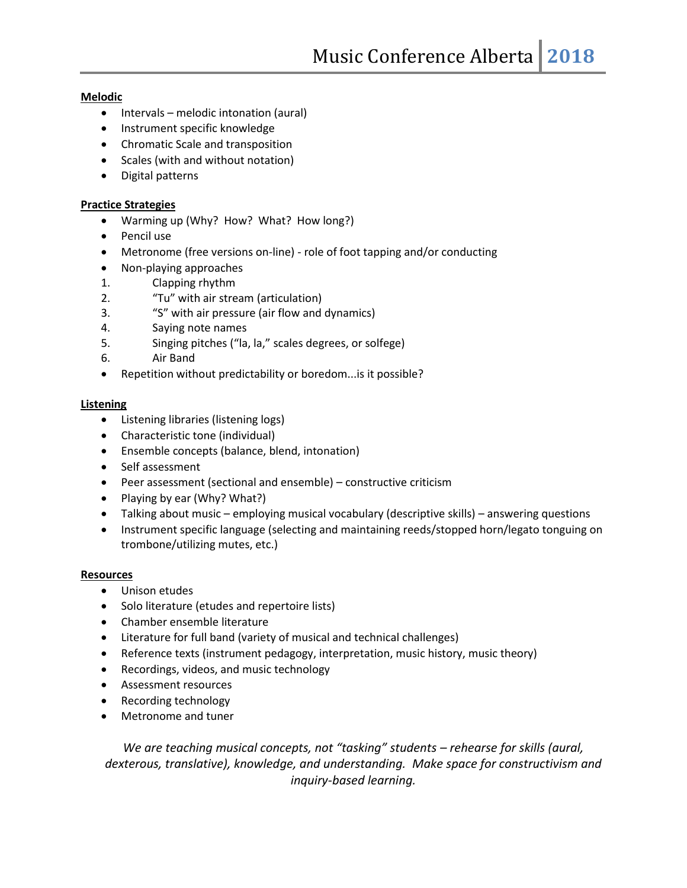**Melodic**

- Intervals – melodic intonation (aural)
- Instrument specific knowledge
- Chromatic Scale and transposition
- Scales (with and without notation)
- Digital patterns

**Practice Strategies**

- Warming up (Why? How? What? How long?)
- Pencil use
- Metronome (free versions on-line) - role of foot tapping and/or conducting
- Non-playing approaches
  1. Clapping rhythm
  2. "Tu" with air stream (articulation)
  3. "S" with air pressure (air flow and dynamics)
  4. Saying note names
  5. Singing pitches ("la, la," scales degrees, or solfege)
  6. Air Band
- Repetition without predictability or boredom...is it possible?

**Listening**

- Listening libraries (listening logs)
- Characteristic tone (individual)
- Ensemble concepts (balance, blend, intonation)
- Self assessment
- Peer assessment (sectional and ensemble) – constructive criticism
- Playing by ear (Why? What?)
- Talking about music – employing musical vocabulary (descriptive skills) – answering questions
- Instrument specific language (selecting and maintaining reeds/stopped horn/legato tonguing on trombone/utilizing mutes, etc.)

**Resources**

- Unison etudes
- Solo literature (etudes and repertoire lists)
- Chamber ensemble literature
- Literature for full band (variety of musical and technical challenges)
- Reference texts (instrument pedagogy, interpretation, music history, music theory)
- Recordings, videos, and music technology
- Assessment resources
- Recording technology
- Metronome and tuner

*We are teaching musical concepts, not "tasking" students – rehearse for skills (aural, dexterous, translative), knowledge, and understanding. Make space for constructivism and inquiry-based learning.*